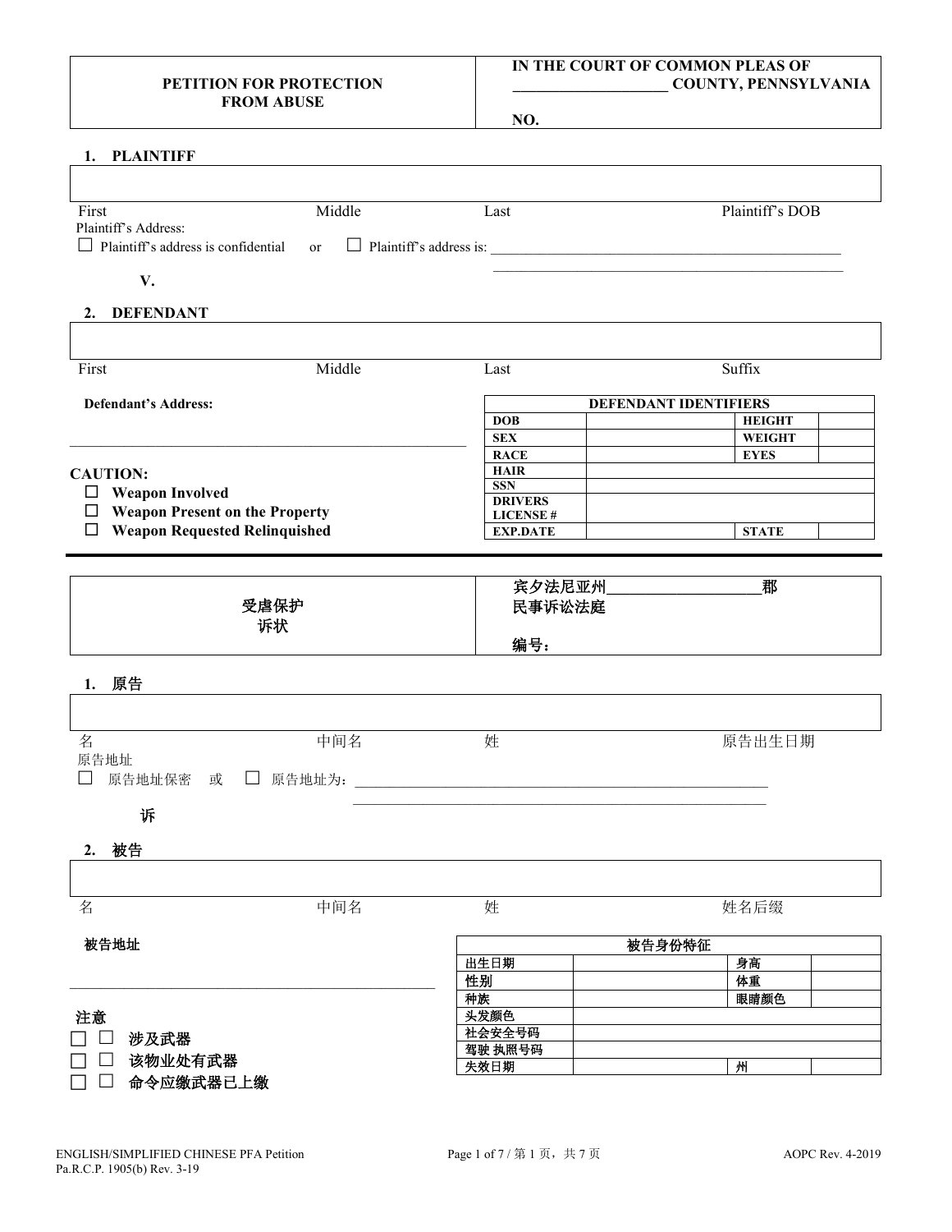| PETITION FOR PROTECTION FROM ABUSE | IN THE COURT OF COMMON PLEAS OF ____________________ COUNTY, PENNSYLVANIA<br><br>NO. |
|---|---|

**1. PLAINTIFF**

| First | Middle | Last | Plaintiff's DOB |
|---|---|---|---|
| | | | |

Plaintiff's Address:

☐ Plaintiff's address is confidential or ☐ Plaintiff's address is: ______________________________________________

______________________________________________

**V.**

**2. DEFENDANT**

| First | Middle | Last | Suffix |
|---|---|---|---|
| | | | |

**Defendant's Address:**

______________________________________________

**CAUTION:**

☐ **Weapon Involved**

☐ **Weapon Present on the Property**

☐ **Weapon Requested Relinquished**

| DEFENDANT IDENTIFIERS | | | |
|---|---|---|---|
| **DOB** | | **HEIGHT** | |
| **SEX** | | **WEIGHT** | |
| **RACE** | | **EYES** | |
| **HAIR** | | | |
| **SSN** | | | |
| **DRIVERS LICENSE #** | | | |
| **EXP.DATE** | | **STATE** | |

---

| 受虐保护<br>诉状 | 宾夕法尼亚州____________________郡<br>民事诉讼法庭<br><br>编号： |
|---|---|

**1. 原告**

| 名 | 中间名 | 姓 | 原告出生日期 |
|---|---|---|---|
| | | | |

原告地址

☐ 原告地址保密 或 ☐ 原告地址为：______________________________________________

______________________________________________

**诉**

**2. 被告**

| 名 | 中间名 | 姓 | 姓名后缀 |
|---|---|---|---|
| | | | |

**被告地址**

______________________________________________

**注意**

☐ ☐ **涉及武器**

☐ ☐ **该物业处有武器**

☐ ☐ **命令应缴武器已上缴**

| 被告身份特征 | | | |
|---|---|---|---|
| 出生日期 | | 身高 | |
| 性别 | | 体重 | |
| 种族 | | 眼睛颜色 | |
| 头发颜色 | | | |
| 社会安全号码 | | | |
| 驾驶 执照号码 | | | |
| 失效日期 | | 州 | |

ENGLISH/SIMPLIFIED CHINESE PFA Petition
Pa.R.C.P. 1905(b) Rev. 3-19

AOPC Rev. 4-2019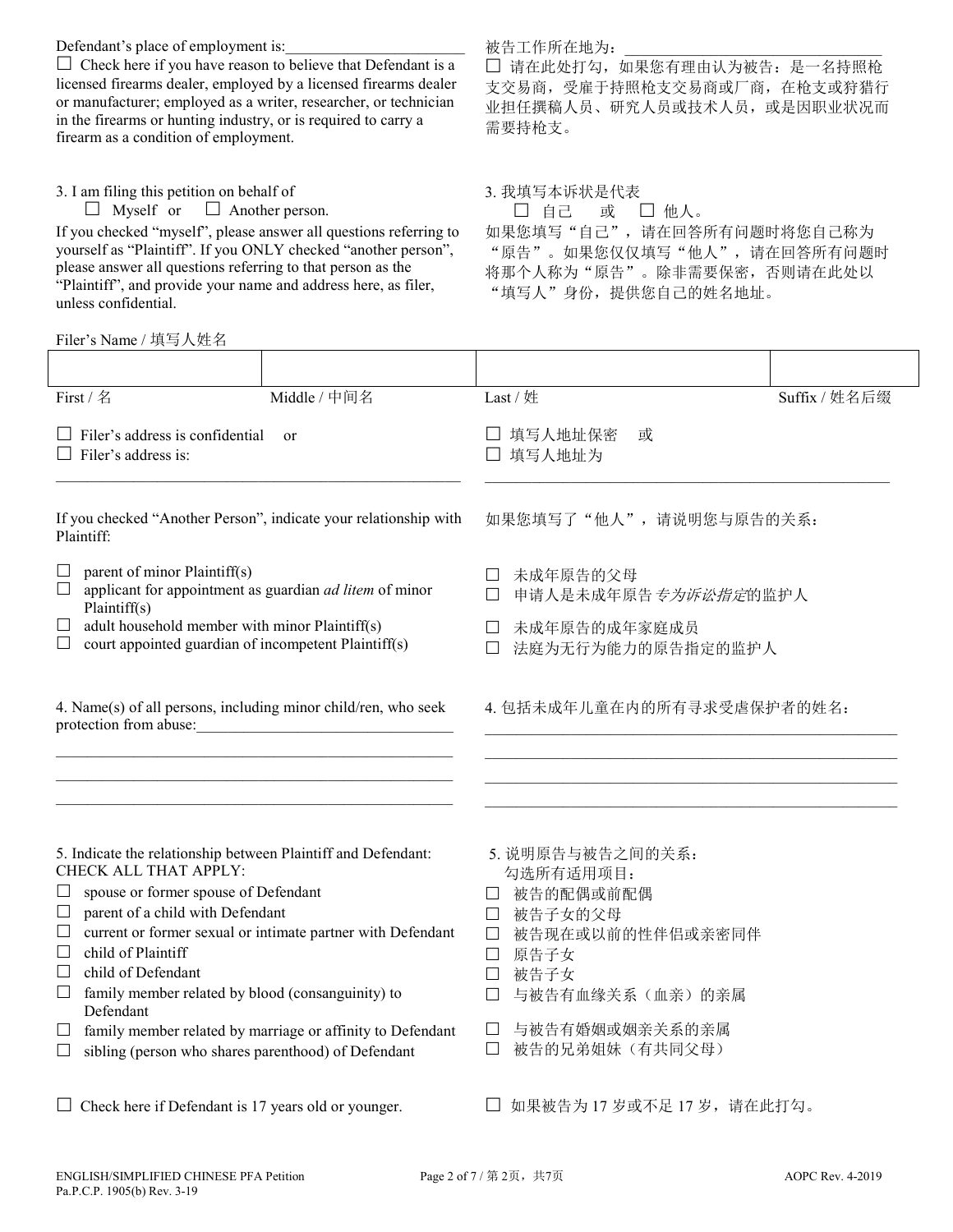Defendant's place of employment is:_______________________

☐ Check here if you have reason to believe that Defendant is a licensed firearms dealer, employed by a licensed firearms dealer or manufacturer; employed as a writer, researcher, or technician in the firearms or hunting industry, or is required to carry a firearm as a condition of employment.

被告工作所在地为：_______________________________

☐ 请在此处打勾，如果您有理由认为被告：是一名持照枪支交易商，受雇于持照枪支交易商或厂商，在枪支或狩猎行业担任撰稿人员、研究人员或技术人员，或是因职业状况而需要持枪支。

3. I am filing this petition on behalf of
☐ Myself or ☐ Another person.

If you checked "myself", please answer all questions referring to yourself as "Plaintiff". If you ONLY checked "another person", please answer all questions referring to that person as the "Plaintiff", and provide your name and address here, as filer, unless confidential.

3. 我填写本诉状是代表
☐ 自己 或 ☐ 他人。

如果您填写"自己"，请在回答所有问题时将您自己称为"原告"。如果您仅仅填写"他人"，请在回答所有问题时将那个人称为"原告"。除非需要保密，否则请在此处以"填写人"身份，提供您自己的姓名地址。

Filer's Name / 填写人姓名

| | | | |
|---|---|---|---|
| First / 名 | Middle / 中间名 | Last / 姓 | Suffix / 姓名后缀 |

☐ Filer's address is confidential or
☐ Filer's address is:
_______________________________________________

☐ 填写人地址保密 或
☐ 填写人地址为
_______________________________________________

If you checked "Another Person", indicate your relationship with Plaintiff:

☐ parent of minor Plaintiff(s)
☐ applicant for appointment as guardian *ad litem* of minor Plaintiff(s)
☐ adult household member with minor Plaintiff(s)
☐ court appointed guardian of incompetent Plaintiff(s)

如果您填写了"他人"，请说明您与原告的关系：

☐ 未成年原告的父母
☐ 申请人是未成年原告*专为诉讼指定*的监护人
☐ 未成年原告的成年家庭成员
☐ 法庭为无行为能力的原告指定的监护人

4. Name(s) of all persons, including minor child/ren, who seek protection from abuse:_______________________________
_______________________________________________
_______________________________________________
_______________________________________________

4. 包括未成年儿童在内的所有寻求受虐保护者的姓名：
_______________________________________________
_______________________________________________
_______________________________________________
_______________________________________________

5. Indicate the relationship between Plaintiff and Defendant:
CHECK ALL THAT APPLY:

☐ spouse or former spouse of Defendant
☐ parent of a child with Defendant
☐ current or former sexual or intimate partner with Defendant
☐ child of Plaintiff
☐ child of Defendant
☐ family member related by blood (consanguinity) to Defendant
☐ family member related by marriage or affinity to Defendant
☐ sibling (person who shares parenthood) of Defendant

5. 说明原告与被告之间的关系：
勾选所有适用项目：

☐ 被告的配偶或前配偶
☐ 被告子女的父母
☐ 被告现在或以前的性伴侣或亲密同伴
☐ 原告子女
☐ 被告子女
☐ 与被告有血缘关系（血亲）的亲属
☐ 与被告有婚姻或姻亲关系的亲属
☐ 被告的兄弟姐妹（有共同父母）

☐ Check here if Defendant is 17 years old or younger.

☐ 如果被告为 17 岁或不足 17 岁，请在此打勾。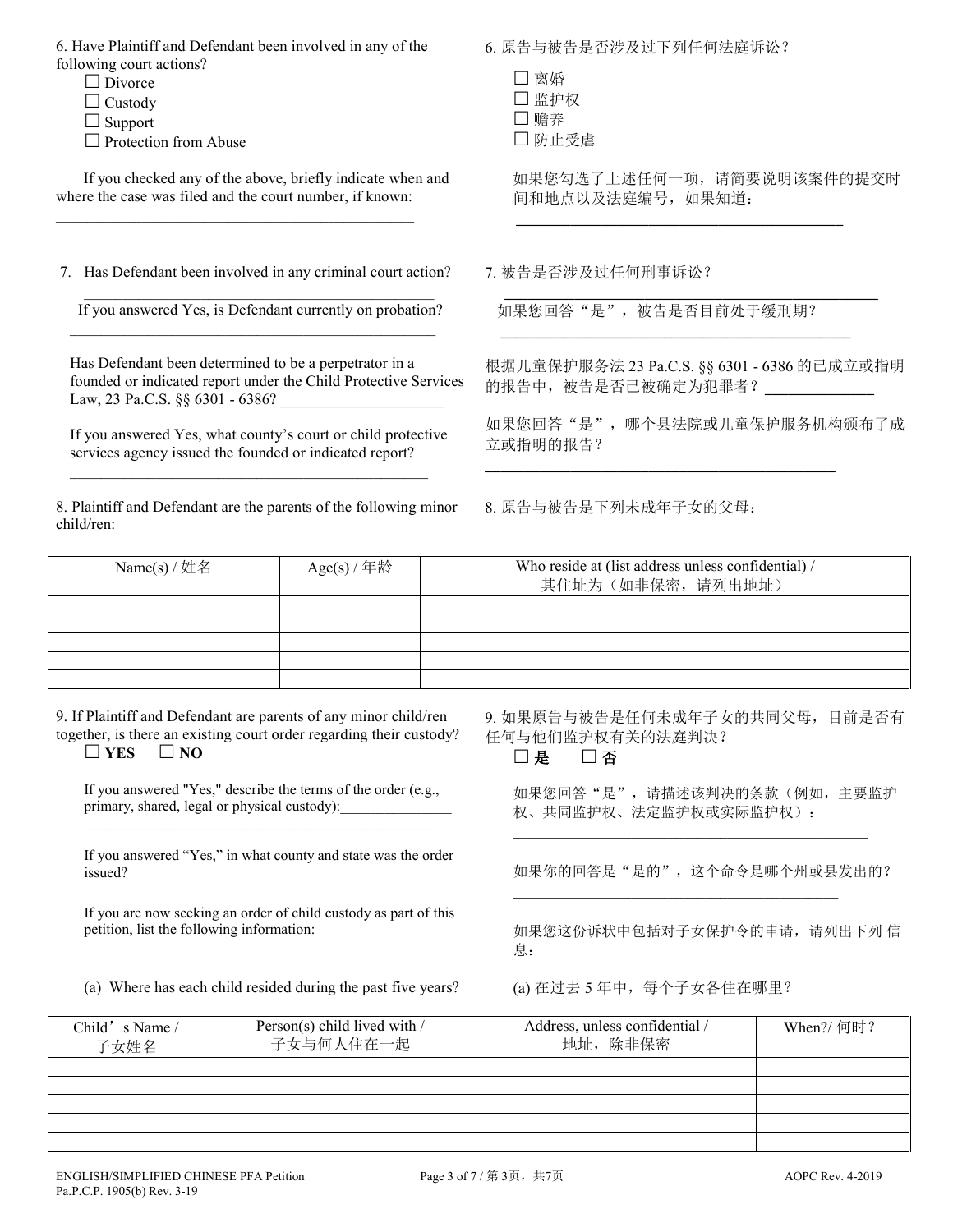6. Have Plaintiff and Defendant been involved in any of the following court actions?

☐ Divorce
☐ Custody
☐ Support
☐ Protection from Abuse

If you checked any of the above, briefly indicate when and where the case was filed and the court number, if known:

______________________________________________

6. 原告与被告是否涉及过下列任何法庭诉讼？

☐ 离婚
☐ 监护权
☐ 赡养
☐ 防止受虐

如果您勾选了上述任何一项，请简要说明该案件的提交时间和地点以及法庭编号，如果知道：

______________________________________________

7. Has Defendant been involved in any criminal court action?

______________________________________________

If you answered Yes, is Defendant currently on probation?

______________________________________________

Has Defendant been determined to be a perpetrator in a founded or indicated report under the Child Protective Services Law, 23 Pa.C.S. §§ 6301 - 6386? ____________________

If you answered Yes, what county's court or child protective services agency issued the founded or indicated report?

______________________________________________

7. 被告是否涉及过任何刑事诉讼？

______________________________________________

如果您回答"是"，被告是否目前处于缓刑期？

______________________________________________

根据儿童保护服务法 23 Pa.C.S. §§ 6301 - 6386 的已成立或指明的报告中，被告是否已被确定为犯罪者？ ______________

如果您回答"是"，哪个县法院或儿童保护服务机构颁布了成立或指明的报告？

______________________________________________

8. Plaintiff and Defendant are the parents of the following minor child/ren:

8. 原告与被告是下列未成年子女的父母：

| Name(s) / 姓名 | Age(s) / 年龄 | Who reside at (list address unless confidential) / 其住址为（如非保密，请列出地址） |
|---|---|---|
| | | |
| | | |
| | | |
| | | |
| | | |

9. If Plaintiff and Defendant are parents of any minor child/ren together, is there an existing court order regarding their custody?

☐ **YES** ☐ **NO**

If you answered "Yes," describe the terms of the order (e.g., primary, shared, legal or physical custody):_______________

______________________________________________

If you answered "Yes," in what county and state was the order issued? ___________________________________

If you are now seeking an order of child custody as part of this petition, list the following information:

(a) Where has each child resided during the past five years?

9. 如果原告与被告是任何未成年子女的共同父母，目前是否有任何与他们监护权有关的法庭判决？

☐ **是** ☐ **否**

如果您回答"是"，请描述该判决的条款（例如，主要监护权、共同监护权、法定监护权或实际监护权）：

______________________________________________

如果你的回答是"是的"，这个命令是哪个州或县发出的？

______________________________________________

如果您这份诉状中包括对子女保护令的申请，请列出下列 信息：

(a) 在过去 5 年中，每个子女各住在哪里？

| Child's Name / 子女姓名 | Person(s) child lived with / 子女与何人住在一起 | Address, unless confidential / 地址，除非保密 | When?/ 何时？ |
|---|---|---|---|
| | | | |
| | | | |
| | | | |
| | | | |
| | | | |

ENGLISH/SIMPLIFIED CHINESE PFA Petition
Pa.P.C.P. 1905(b) Rev. 3-19

AOPC Rev. 4-2019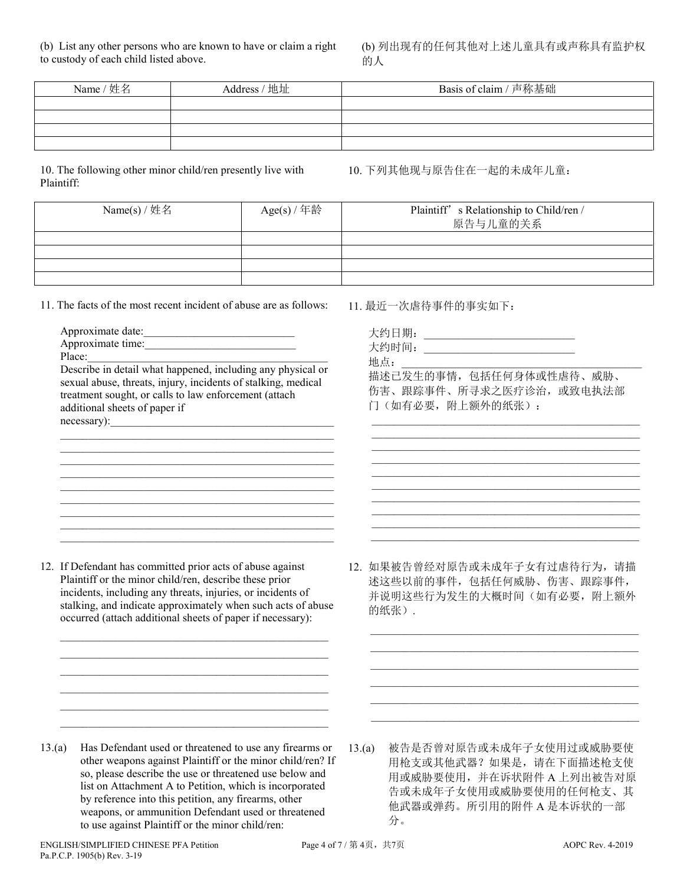(b) List any other persons who are known to have or claim a right to custody of each child listed above.

(b) 列出现有的任何其他对上述儿童具有或声称具有监护权的人

| Name / 姓名 | Address / 地址 | Basis of claim / 声称基础 |
|---|---|---|
| | | |
| | | |
| | | |
| | | |

10. The following other minor child/ren presently live with Plaintiff:

10. 下列其他现与原告住在一起的未成年儿童：

| Name(s) / 姓名 | Age(s) / 年龄 | Plaintiff's Relationship to Child/ren / 原告与儿童的关系 |
|---|---|---|
| | | |
| | | |
| | | |
| | | |

11. The facts of the most recent incident of abuse are as follows:

Approximate date:___________________________
Approximate time:___________________________
Place:_____________________________________________
Describe in detail what happened, including any physical or sexual abuse, threats, injury, incidents of stalking, medical treatment sought, or calls to law enforcement (attach additional sheets of paper if necessary):_________________________________________
_____________________________________________
_____________________________________________
_____________________________________________
_____________________________________________
_____________________________________________
_____________________________________________
_____________________________________________
_____________________________________________
_____________________________________________

11. 最近一次虐待事件的事实如下：

大约日期：___________________________
大约时间：___________________________
地点：_____________________________________________
描述已发生的事情，包括任何身体或性虐待、威胁、伤害、跟踪事件、所寻求之医疗诊治，或致电执法部门（如有必要，附上额外的纸张）：
_____________________________________________
_____________________________________________
_____________________________________________
_____________________________________________
_____________________________________________
_____________________________________________
_____________________________________________
_____________________________________________
_____________________________________________

12. If Defendant has committed prior acts of abuse against Plaintiff or the minor child/ren, describe these prior incidents, including any threats, injuries, or incidents of stalking, and indicate approximately when such acts of abuse occurred (attach additional sheets of paper if necessary):

_____________________________________________
_____________________________________________
_____________________________________________
_____________________________________________
_____________________________________________
_____________________________________________

12. 如果被告曾经对原告或未成年子女有过虐待行为，请描述这些以前的事件，包括任何威胁、伤害、跟踪事件，并说明这些行为发生的大概时间（如有必要，附上额外的纸张）.

_____________________________________________
_____________________________________________
_____________________________________________
_____________________________________________
_____________________________________________
_____________________________________________

13.(a) Has Defendant used or threatened to use any firearms or other weapons against Plaintiff or the minor child/ren? If so, please describe the use or threatened use below and list on Attachment A to Petition, which is incorporated by reference into this petition, any firearms, other weapons, or ammunition Defendant used or threatened to use against Plaintiff or the minor child/ren:

13.(a) 被告是否曾对原告或未成年子女使用过或威胁要使用枪支或其他武器？如果是，请在下面描述枪支使用或威胁要使用，并在诉状附件 A 上列出被告对原告或未成年子女使用或威胁要使用的任何枪支、其他武器或弹药。所引用的附件 A 是本诉状的一部分。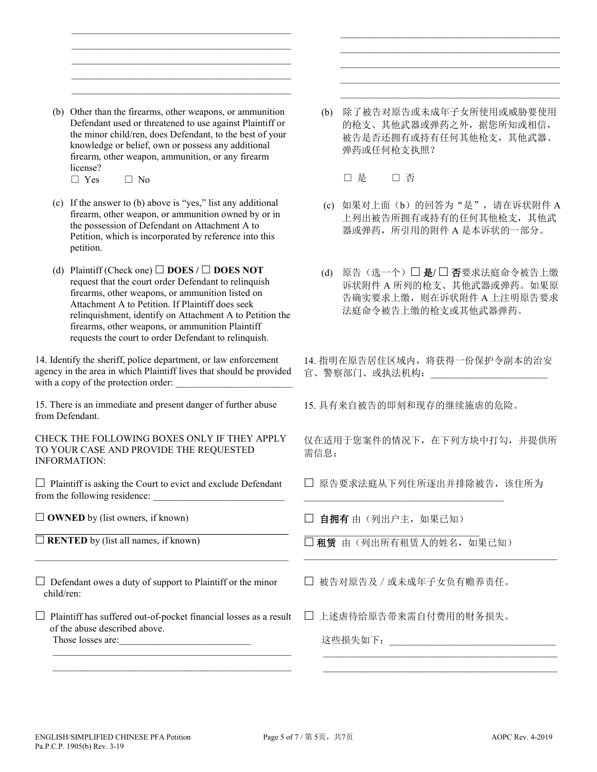\_\_\_\_\_\_\_\_\_\_\_\_\_\_\_\_\_\_\_\_\_\_\_\_\_\_\_\_\_\_\_\_\_\_\_\_\_\_\_\_\_\_\_\_\_\_\_\_
\_\_\_\_\_\_\_\_\_\_\_\_\_\_\_\_\_\_\_\_\_\_\_\_\_\_\_\_\_\_\_\_\_\_\_\_\_\_\_\_\_\_\_\_\_\_\_\_
\_\_\_\_\_\_\_\_\_\_\_\_\_\_\_\_\_\_\_\_\_\_\_\_\_\_\_\_\_\_\_\_\_\_\_\_\_\_\_\_\_\_\_\_\_\_\_\_
\_\_\_\_\_\_\_\_\_\_\_\_\_\_\_\_\_\_\_\_\_\_\_\_\_\_\_\_\_\_\_\_\_\_\_\_\_\_\_\_\_\_\_\_\_\_\_\_
\_\_\_\_\_\_\_\_\_\_\_\_\_\_\_\_\_\_\_\_\_\_\_\_\_\_\_\_\_\_\_\_\_\_\_\_\_\_\_\_\_\_\_\_\_\_\_\_

(b) Other than the firearms, other weapons, or ammunition Defendant used or threatened to use against Plaintiff or the minor child/ren, does Defendant, to the best of your knowledge or belief, own or possess any additional firearm, other weapon, ammunition, or any firearm license?
☐ Yes ☐ No

(b) 除了被告对原告或未成年子女所使用或威胁要使用的枪支、其他武器或弹药之外，据您所知或相信，被告是否还拥有或持有任何其他枪支，其他武器、弹药或任何枪支执照？

☐ 是 ☐ 否

(c) If the answer to (b) above is "yes," list any additional firearm, other weapon, or ammunition owned by or in the possession of Defendant on Attachment A to Petition, which is incorporated by reference into this petition.

(c) 如果对上面（b）的回答为"是"，请在诉状附件 A 上列出被告所拥有或持有的任何其他枪支，其他武器或弹药，所引用的附件 A 是本诉状的一部分。

(d) Plaintiff (Check one) ☐ **DOES** / ☐ **DOES NOT** request that the court order Defendant to relinquish firearms, other weapons, or ammunition listed on Attachment A to Petition. If Plaintiff does seek relinquishment, identify on Attachment A to Petition the firearms, other weapons, or ammunition Plaintiff requests the court to order Defendant to relinquish.

(d) 原告（选一个）☐ **是**/ ☐ **否**要求法庭命令被告上缴诉状附件 A 所列的枪支、其他武器或弹药。如果原告确实要求上缴，则在诉状附件 A 上注明原告要求法庭命令被告上缴的枪支或其他武器弹药。

14. Identify the sheriff, police department, or law enforcement agency in the area in which Plaintiff lives that should be provided with a copy of the protection order: \_\_\_\_\_\_\_\_\_\_\_\_\_\_\_\_\_\_\_\_\_\_\_\_

14. 指明在原告居住区域内，将获得一份保护令副本的治安官、警察部门、或执法机构：\_\_\_\_\_\_\_\_\_\_\_\_\_\_\_\_\_\_\_\_\_\_\_\_

15. There is an immediate and present danger of further abuse from Defendant.

15. 具有来自被告的即刻和现存的继续施虐的危险。

CHECK THE FOLLOWING BOXES ONLY IF THEY APPLY TO YOUR CASE AND PROVIDE THE REQUESTED INFORMATION:

仅在适用于您案件的情况下，在下列方块中打勾，并提供所需信息：

☐ Plaintiff is asking the Court to evict and exclude Defendant from the following residence: \_\_\_\_\_\_\_\_\_\_\_\_\_\_\_\_\_\_\_\_\_\_\_\_\_\_

☐ 原告要求法庭从下列住所逐出并排除被告，该住所为 \_\_\_\_\_\_\_\_\_\_\_\_\_\_\_\_\_\_\_\_\_\_\_\_\_\_\_\_\_\_\_\_\_\_\_\_\_\_\_\_

☐ **OWNED** by (list owners, if known)
\_\_\_\_\_\_\_\_\_\_\_\_\_\_\_\_\_\_\_\_\_\_\_\_\_\_\_\_\_\_\_\_\_\_\_\_\_\_\_\_\_\_\_\_\_\_\_\_

☐ **自拥有** 由（列出户主，如果已知）
\_\_\_\_\_\_\_\_\_\_\_\_\_\_\_\_\_\_\_\_\_\_\_\_\_\_\_\_\_\_\_\_\_\_\_\_

☐ **RENTED** by (list all names, if known)
\_\_\_\_\_\_\_\_\_\_\_\_\_\_\_\_\_\_\_\_\_\_\_\_\_\_\_\_\_\_\_\_\_\_\_\_\_\_\_\_\_\_\_\_\_\_\_\_

☐ **租赁** 由（列出所有租赁人的姓名，如果已知）
\_\_\_\_\_\_\_\_\_\_\_\_\_\_\_\_\_\_\_\_\_\_\_\_\_\_\_\_\_\_\_\_\_\_\_\_\_\_\_\_\_\_\_\_\_\_\_\_

☐ Defendant owes a duty of support to Plaintiff or the minor child/ren:

☐ 被告对原告及 / 或未成年子女负有赡养责任。

☐ Plaintiff has suffered out-of-pocket financial losses as a result of the abuse described above.
Those losses are:\_\_\_\_\_\_\_\_\_\_\_\_\_\_\_\_\_\_\_\_\_\_\_\_\_\_\_
\_\_\_\_\_\_\_\_\_\_\_\_\_\_\_\_\_\_\_\_\_\_\_\_\_\_\_\_\_\_\_\_\_\_\_\_\_\_\_\_\_\_\_\_\_\_\_\_
\_\_\_\_\_\_\_\_\_\_\_\_\_\_\_\_\_\_\_\_\_\_\_\_\_\_\_\_\_\_\_\_\_\_\_\_\_\_\_\_\_\_\_\_\_\_\_\_

☐ 上述虐待给原告带来需自付费用的财务损失。

这些损失如下：\_\_\_\_\_\_\_\_\_\_\_\_\_\_\_\_\_\_\_\_\_\_\_\_\_\_\_\_\_\_\_\_\_\_
\_\_\_\_\_\_\_\_\_\_\_\_\_\_\_\_\_\_\_\_\_\_\_\_\_\_\_\_\_\_\_\_\_\_\_\_\_\_\_\_\_\_\_\_\_\_\_\_
\_\_\_\_\_\_\_\_\_\_\_\_\_\_\_\_\_\_\_\_\_\_\_\_\_\_\_\_\_\_\_\_\_\_\_\_\_\_\_\_\_\_\_\_\_\_\_\_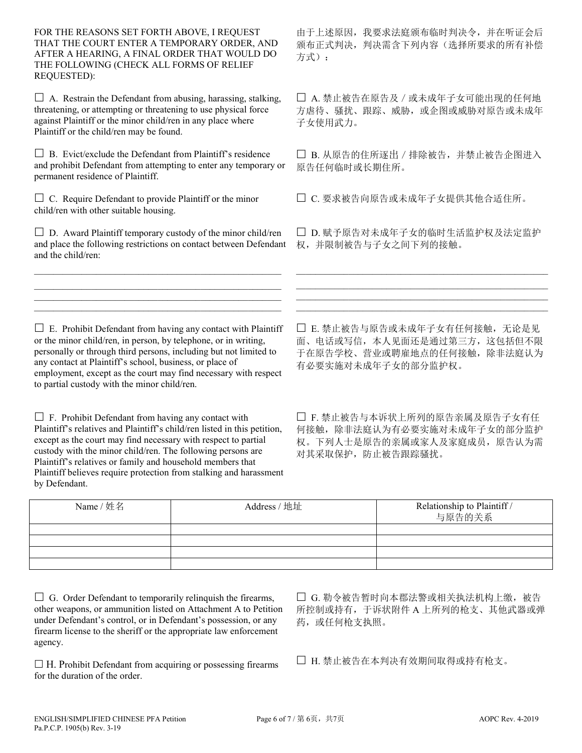FOR THE REASONS SET FORTH ABOVE, I REQUEST THAT THE COURT ENTER A TEMPORARY ORDER, AND AFTER A HEARING, A FINAL ORDER THAT WOULD DO THE FOLLOWING (CHECK ALL FORMS OF RELIEF REQUESTED):

由于上述原因，我要求法庭颁布临时判决令，并在听证会后颁布正式判决，判决需含下列内容（选择所要求的所有补偿方式）：

☐ A. Restrain the Defendant from abusing, harassing, stalking, threatening, or attempting or threatening to use physical force against Plaintiff or the minor child/ren in any place where Plaintiff or the child/ren may be found.

☐ A. 禁止被告在原告及／或未成年子女可能出现的任何地方虐待、骚扰、跟踪、威胁，或企图或威胁对原告或未成年子女使用武力。

☐ B. Evict/exclude the Defendant from Plaintiff's residence and prohibit Defendant from attempting to enter any temporary or permanent residence of Plaintiff.

☐ B. 从原告的住所逐出／排除被告，并禁止被告企图进入原告任何临时或长期住所。

☐ C. Require Defendant to provide Plaintiff or the minor child/ren with other suitable housing.

☐ C. 要求被告向原告或未成年子女提供其他合适住所。

☐ D. Award Plaintiff temporary custody of the minor child/ren and place the following restrictions on contact between Defendant and the child/ren:

☐ D. 赋予原告对未成年子女的临时生活监护权及法定监护权，并限制被告与子女之间下列的接触。

\_\_\_\_\_\_\_\_\_\_\_\_\_\_\_\_\_\_\_\_\_\_\_\_\_\_\_\_\_\_\_\_\_\_\_\_\_\_\_\_\_\_\_\_\_\_\_\_\_\_\_\_
\_\_\_\_\_\_\_\_\_\_\_\_\_\_\_\_\_\_\_\_\_\_\_\_\_\_\_\_\_\_\_\_\_\_\_\_\_\_\_\_\_\_\_\_\_\_\_\_\_\_\_\_
\_\_\_\_\_\_\_\_\_\_\_\_\_\_\_\_\_\_\_\_\_\_\_\_\_\_\_\_\_\_\_\_\_\_\_\_\_\_\_\_\_\_\_\_\_\_\_\_\_\_\_\_
\_\_\_\_\_\_\_\_\_\_\_\_\_\_\_\_\_\_\_\_\_\_\_\_\_\_\_\_\_\_\_\_\_\_\_\_\_\_\_\_\_\_\_\_\_\_\_\_\_\_\_\_

☐ E. Prohibit Defendant from having any contact with Plaintiff or the minor child/ren, in person, by telephone, or in writing, personally or through third persons, including but not limited to any contact at Plaintiff's school, business, or place of employment, except as the court may find necessary with respect to partial custody with the minor child/ren.

☐ E. 禁止被告与原告或未成年子女有任何接触，无论是见面、电话或写信，本人见面还是通过第三方，这包括但不限于在原告学校、营业或聘雇地点的任何接触，除非法庭认为有必要实施对未成年子女的部分监护权。

☐ F. Prohibit Defendant from having any contact with Plaintiff's relatives and Plaintiff's child/ren listed in this petition, except as the court may find necessary with respect to partial custody with the minor child/ren. The following persons are Plaintiff's relatives or family and household members that Plaintiff believes require protection from stalking and harassment by Defendant.

☐ F. 禁止被告与本诉状上所列的原告亲属及原告子女有任何接触，除非法庭认为有必要实施对未成年子女的部分监护权。下列人士是原告的亲属或家人及家庭成员，原告认为需对其采取保护，防止被告跟踪骚扰。

| Name / 姓名 | Address / 地址 | Relationship to Plaintiff / 与原告的关系 |
|---|---|---|
| | | |
| | | |
| | | |
| | | |

☐ G. Order Defendant to temporarily relinquish the firearms, other weapons, or ammunition listed on Attachment A to Petition under Defendant's control, or in Defendant's possession, or any firearm license to the sheriff or the appropriate law enforcement agency.

☐ G. 勒令被告暂时向本郡法警或相关执法机构上缴，被告所控制或持有，于诉状附件 A 上所列的枪支、其他武器或弹药，或任何枪支执照。

☐ H. Prohibit Defendant from acquiring or possessing firearms for the duration of the order.

☐ H. 禁止被告在本判决有效期间取得或持有枪支。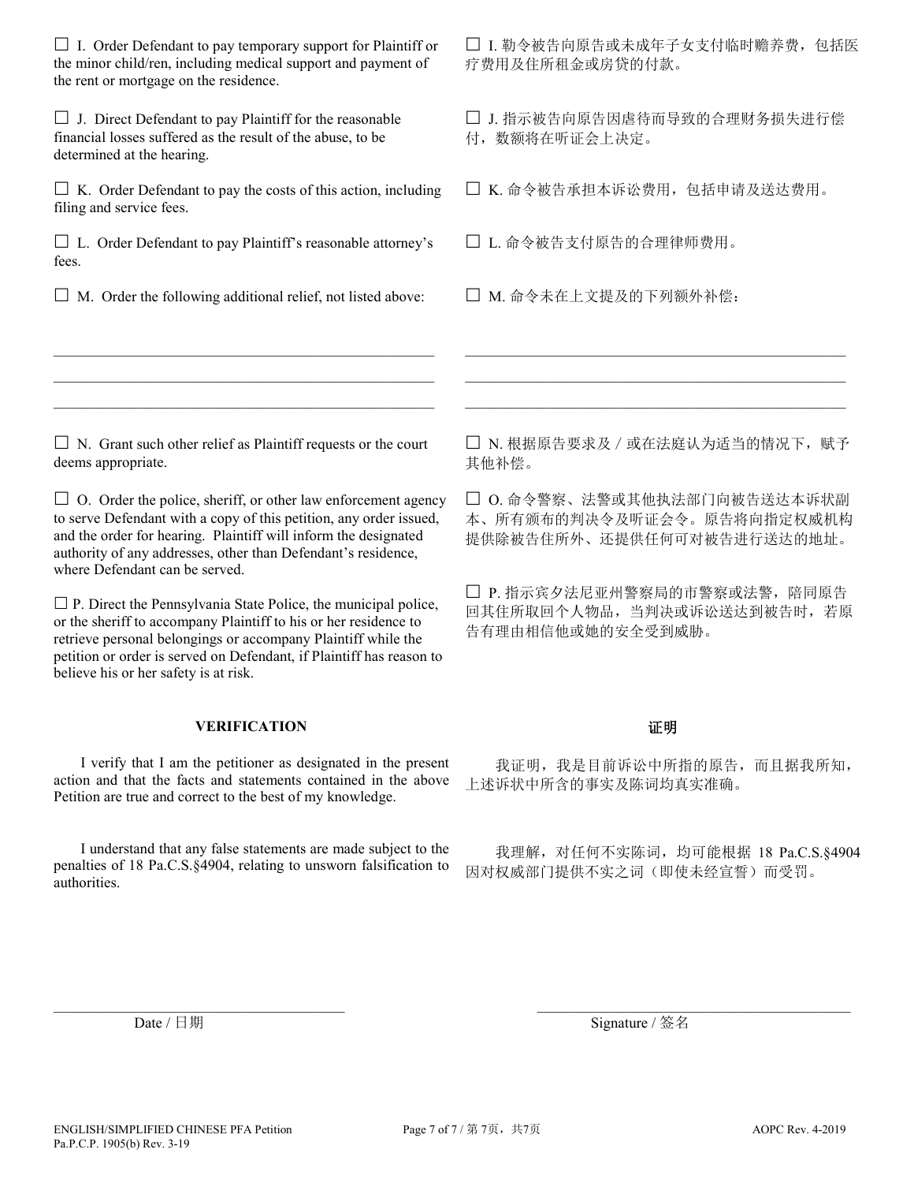☐ I. Order Defendant to pay temporary support for Plaintiff or the minor child/ren, including medical support and payment of the rent or mortgage on the residence.

☐ I. 勒令被告向原告或未成年子女支付临时赡养费，包括医疗费用及住所租金或房贷的付款。

☐ J. Direct Defendant to pay Plaintiff for the reasonable financial losses suffered as the result of the abuse, to be determined at the hearing.

☐ J. 指示被告向原告因虐待而导致的合理财务损失进行偿付，数额将在听证会上决定。

☐ K. Order Defendant to pay the costs of this action, including filing and service fees.

☐ K. 命令被告承担本诉讼费用，包括申请及送达费用。

☐ L. Order Defendant to pay Plaintiff's reasonable attorney's fees.

☐ L. 命令被告支付原告的合理律师费用。

☐ M. Order the following additional relief, not listed above:

☐ M. 命令未在上文提及的下列额外补偿：

\_\_\_\_\_\_\_\_\_\_\_\_\_\_\_\_\_\_\_\_\_\_\_\_\_\_\_\_\_\_\_\_\_\_\_\_\_\_\_\_\_\_\_\_\_\_\_\_

\_\_\_\_\_\_\_\_\_\_\_\_\_\_\_\_\_\_\_\_\_\_\_\_\_\_\_\_\_\_\_\_\_\_\_\_\_\_\_\_\_\_\_\_\_\_\_\_

\_\_\_\_\_\_\_\_\_\_\_\_\_\_\_\_\_\_\_\_\_\_\_\_\_\_\_\_\_\_\_\_\_\_\_\_\_\_\_\_\_\_\_\_\_\_\_\_

☐ N. Grant such other relief as Plaintiff requests or the court deems appropriate.

☐ N. 根据原告要求及／或在法庭认为适当的情况下，赋予其他补偿。

☐ O. Order the police, sheriff, or other law enforcement agency to serve Defendant with a copy of this petition, any order issued, and the order for hearing. Plaintiff will inform the designated authority of any addresses, other than Defendant's residence, where Defendant can be served.

☐ O. 命令警察、法警或其他执法部门向被告送达本诉状副本、所有颁布的判决令及听证会令。原告将向指定权威机构提供除被告住所外、还提供任何可对被告进行送达的地址。

☐ P. Direct the Pennsylvania State Police, the municipal police, or the sheriff to accompany Plaintiff to his or her residence to retrieve personal belongings or accompany Plaintiff while the petition or order is served on Defendant, if Plaintiff has reason to believe his or her safety is at risk.

☐ P. 指示宾夕法尼亚州警察局的市警察或法警，陪同原告回其住所取回个人物品，当判决或诉讼送达到被告时，若原告有理由相信他或她的安全受到威胁。

## VERIFICATION

## 证明

I verify that I am the petitioner as designated in the present action and that the facts and statements contained in the above Petition are true and correct to the best of my knowledge.

我证明，我是目前诉讼中所指的原告，而且据我所知，上述诉状中所含的事实及陈词均真实准确。

I understand that any false statements are made subject to the penalties of 18 Pa.C.S.§4904, relating to unsworn falsification to authorities.

我理解，对任何不实陈词，均可能根据 18 Pa.C.S.§4904 因对权威部门提供不实之词（即使未经宣誓）而受罚。

\_\_\_\_\_\_\_\_\_\_\_\_\_\_\_\_\_\_\_\_\_\_\_\_\_\_\_\_\_\_\_\_\_\_\_\_\_\_\_\_
Date / 日期

\_\_\_\_\_\_\_\_\_\_\_\_\_\_\_\_\_\_\_\_\_\_\_\_\_\_\_\_\_\_\_\_\_\_\_\_\_\_\_\_
Signature / 签名